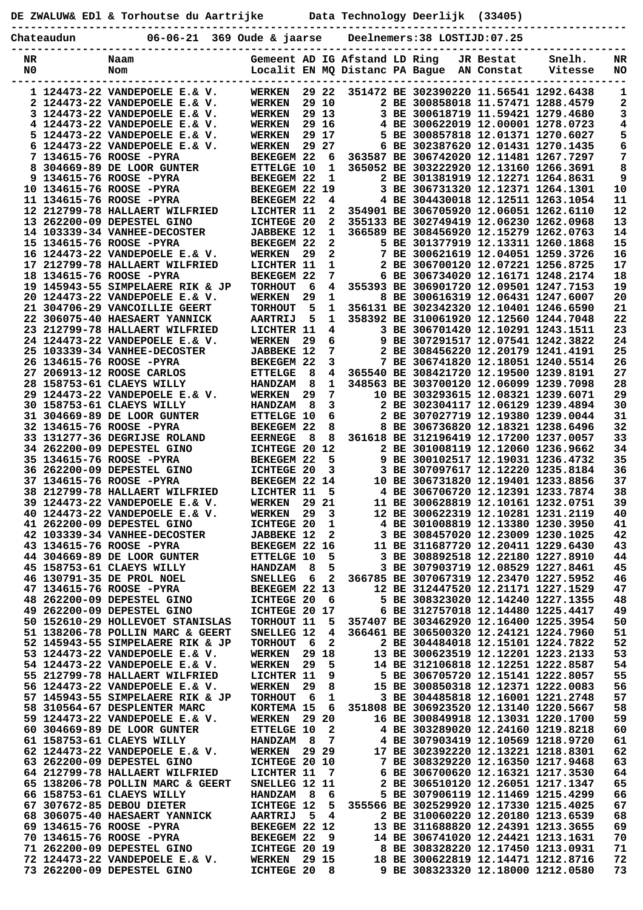DE ZWALUW& EDl & Torhoutse du Aartrijke      Data Technology Deerlijk  (33405)

Chateaudun      06-06-21  369 Oude & jaarse    Deelnemers:38 LOSTIJD:07.25

| NR N0 | Naam Nom | Gemeent Localit | AD EN | IG MQ | Afstand Distanc | LD PA | Ring Bague | JR AN | Bestat Constat | Snelh. Vitesse | NR NO |
|---|---|---|---|---|---|---|---|---|---|---|---|
| 1 | 124473-22 VANDEPOELE E.& V. | WERKEN | 29 | 22 | 351472 | BE | 3023902 | 20 | 11.56541 | 1292.6438 | 1 |
| 2 | 124473-22 VANDEPOELE E.& V. | WERKEN | 29 | 10 | 2 | BE | 3008580 | 18 | 11.57471 | 1288.4579 | 2 |
| 3 | 124473-22 VANDEPOELE E.& V. | WERKEN | 29 | 13 | 3 | BE | 3006187 | 19 | 11.59421 | 1279.4680 | 3 |
| 4 | 124473-22 VANDEPOELE E.& V. | WERKEN | 29 | 16 | 4 | BE | 3006220 | 19 | 12.00001 | 1278.0723 | 4 |
| 5 | 124473-22 VANDEPOELE E.& V. | WERKEN | 29 | 17 | 5 | BE | 3008578 | 18 | 12.01371 | 1270.6027 | 5 |
| 6 | 124473-22 VANDEPOELE E.& V. | WERKEN | 29 | 27 | 6 | BE | 3023876 | 20 | 12.01431 | 1270.1435 | 6 |
| 7 | 134615-76 ROOSE -PYRA | BEKEGEM | 22 | 6 | 363587 | BE | 3067420 | 20 | 12.11481 | 1267.7297 | 7 |
| 8 | 304669-89 DE LOOR GUNTER | ETTELGE | 10 | 1 | 365052 | BE | 3032229 | 20 | 12.13160 | 1266.3691 | 8 |
| 9 | 134615-76 ROOSE -PYRA | BEKEGEM | 22 | 1 | 2 | BE | 3013819 | 19 | 12.12271 | 1264.8631 | 9 |
| 10 | 134615-76 ROOSE -PYRA | BEKEGEM | 22 | 19 | 3 | BE | 3067313 | 20 | 12.12371 | 1264.1301 | 10 |
| 11 | 134615-76 ROOSE -PYRA | BEKEGEM | 22 | 4 | 4 | BE | 3044300 | 18 | 12.12511 | 1263.1054 | 11 |
| 12 | 212799-78 HALLAERT WILFRIED | LICHTER | 11 | 2 | 354901 | BE | 3067059 | 20 | 12.06051 | 1262.6110 | 12 |
| 13 | 262200-09 DEPESTEL GINO | ICHTEGE | 20 | 2 | 355133 | BE | 3027494 | 19 | 12.06230 | 1262.0968 | 13 |
| 14 | 103339-34 VANHEE-DECOSTER | JABBEKE | 12 | 1 | 366589 | BE | 3084569 | 20 | 12.15279 | 1262.0763 | 14 |
| 15 | 134615-76 ROOSE -PYRA | BEKEGEM | 22 | 2 | 5 | BE | 3013779 | 19 | 12.13311 | 1260.1868 | 15 |
| 16 | 124473-22 VANDEPOELE E.& V. | WERKEN | 29 | 2 | 7 | BE | 3006216 | 19 | 12.04051 | 1259.3726 | 16 |
| 17 | 212799-78 HALLAERT WILFRIED | LICHTER | 11 | 1 | 2 | BE | 3067001 | 20 | 12.07221 | 1256.8725 | 17 |
| 18 | 134615-76 ROOSE -PYRA | BEKEGEM | 22 | 7 | 6 | BE | 3067340 | 20 | 12.16171 | 1248.2174 | 18 |
| 19 | 145943-55 SIMPELAERE RIK & JP | TORHOUT | 6 | 4 | 355393 | BE | 3069017 | 20 | 12.09501 | 1247.7153 | 19 |
| 20 | 124473-22 VANDEPOELE E.& V. | WERKEN | 29 | 1 | 8 | BE | 3006163 | 19 | 12.06431 | 1247.6007 | 20 |
| 21 | 304706-29 VANCOILLIE GEERT | TORHOUT | 5 | 1 | 356131 | BE | 3023423 | 20 | 12.10401 | 1246.6590 | 21 |
| 22 | 306075-40 HAESAERT YANNICK | AARTRIJ | 5 | 1 | 358392 | BE | 3100619 | 20 | 12.12560 | 1244.7048 | 22 |
| 23 | 212799-78 HALLAERT WILFRIED | LICHTER | 11 | 4 | 3 | BE | 3067014 | 20 | 12.10291 | 1243.1511 | 23 |
| 24 | 124473-22 VANDEPOELE E.& V. | WERKEN | 29 | 6 | 9 | BE | 3072915 | 17 | 12.07541 | 1242.3822 | 24 |
| 25 | 103339-34 VANHEE-DECOSTER | JABBEKE | 12 | 7 | 2 | BE | 3084562 | 20 | 12.20179 | 1241.4191 | 25 |
| 26 | 134615-76 ROOSE -PYRA | BEKEGEM | 22 | 3 | 7 | BE | 3067418 | 20 | 12.18051 | 1240.5514 | 26 |
| 27 | 206913-12 ROOSE CARLOS | ETTELGE | 8 | 4 | 365540 | BE | 3084217 | 20 | 12.19500 | 1239.8191 | 27 |
| 28 | 158753-61 CLAEYS WILLY | HANDZAM | 8 | 1 | 348563 | BE | 3037001 | 20 | 12.06099 | 1239.7098 | 28 |
| 29 | 124473-22 VANDEPOELE E.& V. | WERKEN | 29 | 7 | 10 | BE | 3032936 | 15 | 12.08321 | 1239.6071 | 29 |
| 30 | 158753-61 CLAEYS WILLY | HANDZAM | 8 | 3 | 2 | BE | 3023041 | 17 | 12.06129 | 1239.4894 | 30 |
| 31 | 304669-89 DE LOOR GUNTER | ETTELGE | 10 | 6 | 2 | BE | 3070277 | 19 | 12.19380 | 1239.0044 | 31 |
| 32 | 134615-76 ROOSE -PYRA | BEKEGEM | 22 | 8 | 8 | BE | 3067368 | 20 | 12.18321 | 1238.6496 | 32 |
| 33 | 131277-36 DEGRIJSE ROLAND | EERNEGE | 8 | 8 | 361618 | BE | 3121964 | 19 | 12.17200 | 1237.0057 | 33 |
| 34 | 262200-09 DEPESTEL GINO | ICHTEGE | 20 | 12 | 2 | BE | 3010081 | 19 | 12.12060 | 1236.9662 | 34 |
| 35 | 134615-76 ROOSE -PYRA | BEKEGEM | 22 | 5 | 9 | BE | 3001025 | 17 | 12.19031 | 1236.4732 | 35 |
| 36 | 262200-09 DEPESTEL GINO | ICHTEGE | 20 | 3 | 3 | BE | 3070976 | 17 | 12.12220 | 1235.8184 | 36 |
| 37 | 134615-76 ROOSE -PYRA | BEKEGEM | 22 | 14 | 10 | BE | 3067318 | 20 | 12.19401 | 1233.8856 | 37 |
| 38 | 212799-78 HALLAERT WILFRIED | LICHTER | 11 | 5 | 4 | BE | 3067067 | 20 | 12.12391 | 1233.7874 | 38 |
| 39 | 124473-22 VANDEPOELE E.& V. | WERKEN | 29 | 21 | 11 | BE | 3006288 | 19 | 12.10161 | 1232.0751 | 39 |
| 40 | 124473-22 VANDEPOELE E.& V. | WERKEN | 29 | 3 | 12 | BE | 3006223 | 19 | 12.10281 | 1231.2119 | 40 |
| 41 | 262200-09 DEPESTEL GINO | ICHTEGE | 20 | 1 | 4 | BE | 3010088 | 19 | 12.13380 | 1230.3950 | 41 |
| 42 | 103339-34 VANHEE-DECOSTER | JABBEKE | 12 | 2 | 3 | BE | 3084570 | 20 | 12.23009 | 1230.1025 | 42 |
| 43 | 134615-76 ROOSE -PYRA | BEKEGEM | 22 | 16 | 11 | BE | 3116877 | 20 | 12.20411 | 1229.6430 | 43 |
| 44 | 304669-89 DE LOOR GUNTER | ETTELGE | 10 | 5 | 3 | BE | 3088925 | 18 | 12.22180 | 1227.8910 | 44 |
| 45 | 158753-61 CLAEYS WILLY | HANDZAM | 8 | 5 | 3 | BE | 3079037 | 19 | 12.08529 | 1227.8461 | 45 |
| 46 | 130791-35 DE PROL NOEL | SNELLEG | 6 | 2 | 366785 | BE | 3070673 | 19 | 12.23470 | 1227.5952 | 46 |
| 47 | 134615-76 ROOSE -PYRA | BEKEGEM | 22 | 13 | 12 | BE | 3124475 | 20 | 12.21171 | 1227.1529 | 47 |
| 48 | 262200-09 DEPESTEL GINO | ICHTEGE | 20 | 6 | 5 | BE | 3083230 | 20 | 12.14240 | 1227.1355 | 48 |
| 49 | 262200-09 DEPESTEL GINO | ICHTEGE | 20 | 17 | 6 | BE | 3127570 | 18 | 12.14480 | 1225.4417 | 49 |
| 50 | 152610-29 HOLLEVOET STANISLAS | TORHOUT | 11 | 5 | 357407 | BE | 3034629 | 20 | 12.16400 | 1225.3954 | 50 |
| 51 | 138206-78 POLLIN MARC & GEERT | SNELLEG | 12 | 4 | 366461 | BE | 3065003 | 20 | 12.24121 | 1224.7960 | 51 |
| 52 | 145943-55 SIMPELAERE RIK & JP | TORHOUT | 6 | 2 | 2 | BE | 3044840 | 18 | 12.15101 | 1224.7822 | 52 |
| 53 | 124473-22 VANDEPOELE E.& V. | WERKEN | 29 | 18 | 13 | BE | 3006235 | 19 | 12.12201 | 1223.2133 | 53 |
| 54 | 124473-22 VANDEPOELE E.& V. | WERKEN | 29 | 5 | 14 | BE | 3121068 | 18 | 12.12251 | 1222.8587 | 54 |
| 55 | 212799-78 HALLAERT WILFRIED | LICHTER | 11 | 9 | 5 | BE | 3067057 | 20 | 12.15141 | 1222.8057 | 55 |
| 56 | 124473-22 VANDEPOELE E.& V. | WERKEN | 29 | 8 | 15 | BE | 3008503 | 18 | 12.12371 | 1222.0083 | 56 |
| 57 | 145943-55 SIMPELAERE RIK & JP | TORHOUT | 6 | 1 | 3 | BE | 3044858 | 18 | 12.16001 | 1221.2748 | 57 |
| 58 | 310564-67 DESPLENTER MARC | KORTEMA | 15 | 6 | 351808 | BE | 3069235 | 20 | 12.13140 | 1220.5667 | 58 |
| 59 | 124473-22 VANDEPOELE E.& V. | WERKEN | 29 | 20 | 16 | BE | 3008499 | 18 | 12.13031 | 1220.1700 | 59 |
| 60 | 304669-89 DE LOOR GUNTER | ETTELGE | 10 | 2 | 4 | BE | 3032890 | 20 | 12.24160 | 1219.8218 | 60 |
| 61 | 158753-61 CLAEYS WILLY | HANDZAM | 8 | 7 | 4 | BE | 3079034 | 19 | 12.10569 | 1218.9720 | 61 |
| 62 | 124473-22 VANDEPOELE E.& V. | WERKEN | 29 | 29 | 17 | BE | 3023922 | 20 | 12.13221 | 1218.8301 | 62 |
| 63 | 262200-09 DEPESTEL GINO | ICHTEGE | 20 | 10 | 7 | BE | 3083292 | 20 | 12.16350 | 1217.9468 | 63 |
| 64 | 212799-78 HALLAERT WILFRIED | LICHTER | 11 | 7 | 6 | BE | 3067006 | 20 | 12.16321 | 1217.3530 | 64 |
| 65 | 138206-78 POLLIN MARC & GEERT | SNELLEG | 12 | 11 | 2 | BE | 3065101 | 20 | 12.26051 | 1217.1347 | 65 |
| 66 | 158753-61 CLAEYS WILLY | HANDZAM | 8 | 6 | 5 | BE | 3079061 | 19 | 12.11469 | 1215.4299 | 66 |
| 67 | 307672-85 DEBOU DIETER | ICHTEGE | 12 | 5 | 355566 | BE | 3025299 | 20 | 12.17330 | 1215.4025 | 67 |
| 68 | 306075-40 HAESAERT YANNICK | AARTRIJ | 5 | 4 | 2 | BE | 3100607 | 20 | 12.20180 | 1213.6539 | 68 |
| 69 | 134615-76 ROOSE -PYRA | BEKEGEM | 22 | 12 | 13 | BE | 3116888 | 20 | 12.24391 | 1213.3655 | 69 |
| 70 | 134615-76 ROOSE -PYRA | BEKEGEM | 22 | 9 | 14 | BE | 3067410 | 20 | 12.24421 | 1213.1631 | 70 |
| 71 | 262200-09 DEPESTEL GINO | ICHTEGE | 20 | 19 | 8 | BE | 3083282 | 20 | 12.17450 | 1213.0931 | 71 |
| 72 | 124473-22 VANDEPOELE E.& V. | WERKEN | 29 | 15 | 18 | BE | 3006228 | 19 | 12.14471 | 1212.8716 | 72 |
| 73 | 262200-09 DEPESTEL GINO | ICHTEGE | 20 | 8 | 9 | BE | 3083233 | 20 | 12.18000 | 1212.0580 | 73 |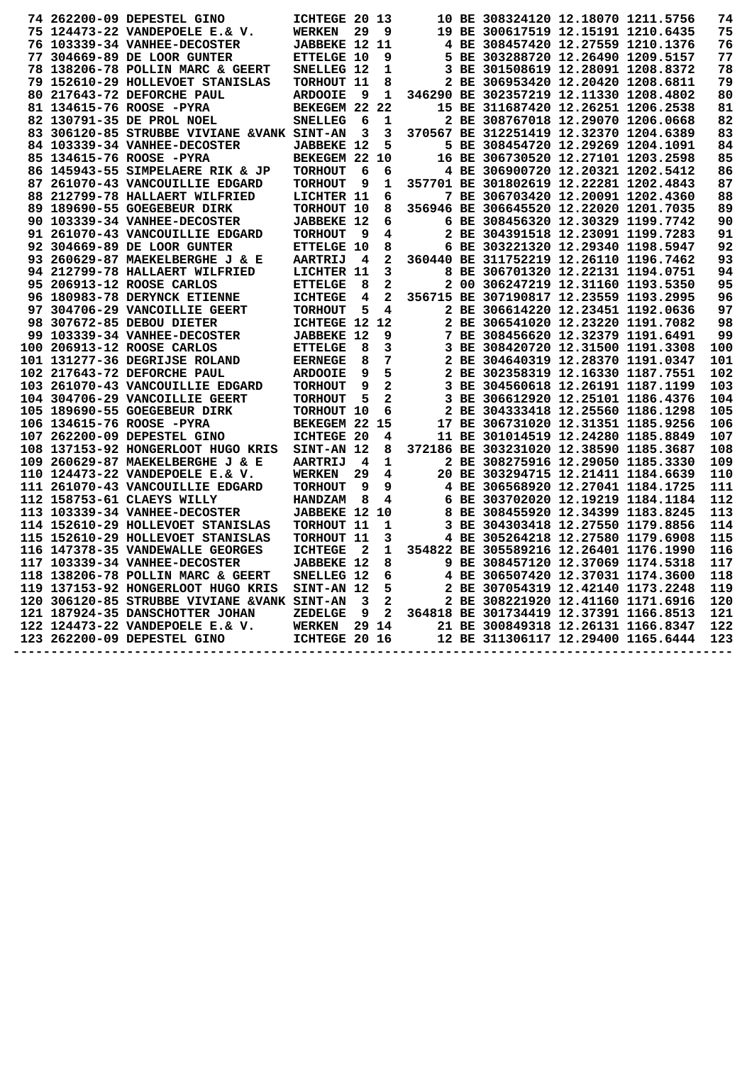| | | | | | | | | | | | | |
|---|---|---|---|---|---|---|---|---|---|---|---|---|
| 74 | 262200-09 | DEPESTEL GINO | ICHTEGE | 20 | 13 | 10 | BE | 308324120 | 12.18070 | 1211.5756 | | 74 |
| 75 | 124473-22 | VANDEPOELE E.& V. | WERKEN | 29 | 9 | 19 | BE | 300617519 | 12.15191 | 1210.6435 | | 75 |
| 76 | 103339-34 | VANHEE-DECOSTER | JABBEKE | 12 | 11 | 4 | BE | 308457420 | 12.27559 | 1210.1376 | | 76 |
| 77 | 304669-89 | DE LOOR GUNTER | ETTELGE | 10 | 9 | 5 | BE | 303288720 | 12.26490 | 1209.5157 | | 77 |
| 78 | 138206-78 | POLLIN MARC & GEERT | SNELLEG | 12 | 1 | 3 | BE | 301508619 | 12.28091 | 1208.8372 | | 78 |
| 79 | 152610-29 | HOLLEVOET STANISLAS | TORHOUT | 11 | 8 | 2 | BE | 306953420 | 12.20420 | 1208.6811 | | 79 |
| 80 | 217643-72 | DEFORCHE PAUL | ARDOOIE | 9 | 1 | 346290 | BE | 302357219 | 12.11330 | 1208.4802 | | 80 |
| 81 | 134615-76 | ROOSE -PYRA | BEKEGEM | 22 | 22 | 15 | BE | 311687420 | 12.26251 | 1206.2538 | | 81 |
| 82 | 130791-35 | DE PROL NOEL | SNELLEG | 6 | 1 | 2 | BE | 308767018 | 12.29070 | 1206.0668 | | 82 |
| 83 | 306120-85 | STRUBBE VIVIANE &VANK | SINT-AN | 3 | 3 | 370567 | BE | 312251419 | 12.32370 | 1204.6389 | | 83 |
| 84 | 103339-34 | VANHEE-DECOSTER | JABBEKE | 12 | 5 | 5 | BE | 308454720 | 12.29269 | 1204.1091 | | 84 |
| 85 | 134615-76 | ROOSE -PYRA | BEKEGEM | 22 | 10 | 16 | BE | 306730520 | 12.27101 | 1203.2598 | | 85 |
| 86 | 145943-55 | SIMPELAERE RIK & JP | TORHOUT | 6 | 6 | 4 | BE | 306900720 | 12.20321 | 1202.5412 | | 86 |
| 87 | 261070-43 | VANCOUILLIE EDGARD | TORHOUT | 9 | 1 | 357701 | BE | 301802619 | 12.22281 | 1202.4843 | | 87 |
| 88 | 212799-78 | HALLAERT WILFRIED | LICHTER | 11 | 6 | 7 | BE | 306703420 | 12.20091 | 1202.4360 | | 88 |
| 89 | 189690-55 | GOEGEBEUR DIRK | TORHOUT | 10 | 8 | 356946 | BE | 306645520 | 12.22020 | 1201.7035 | | 89 |
| 90 | 103339-34 | VANHEE-DECOSTER | JABBEKE | 12 | 6 | 6 | BE | 308456320 | 12.30329 | 1199.7742 | | 90 |
| 91 | 261070-43 | VANCOUILLIE EDGARD | TORHOUT | 9 | 4 | 2 | BE | 304391518 | 12.23091 | 1199.7283 | | 91 |
| 92 | 304669-89 | DE LOOR GUNTER | ETTELGE | 10 | 8 | 6 | BE | 303221320 | 12.29340 | 1198.5947 | | 92 |
| 93 | 260629-87 | MAEKELBERGHE J & E | AARTRIJ | 4 | 2 | 360440 | BE | 311752219 | 12.26110 | 1196.7462 | | 93 |
| 94 | 212799-78 | HALLAERT WILFRIED | LICHTER | 11 | 3 | 8 | BE | 306701320 | 12.22131 | 1194.0751 | | 94 |
| 95 | 206913-12 | ROOSE CARLOS | ETTELGE | 8 | 2 | 2 | 00 | 306247219 | 12.31160 | 1193.5350 | | 95 |
| 96 | 180983-78 | DERYNCK ETIENNE | ICHTEGE | 4 | 2 | 356715 | BE | 307190817 | 12.23559 | 1193.2995 | | 96 |
| 97 | 304706-29 | VANCOILLIE GEERT | TORHOUT | 5 | 4 | 2 | BE | 306614220 | 12.23451 | 1192.0636 | | 97 |
| 98 | 307672-85 | DEBOU DIETER | ICHTEGE | 12 | 12 | 2 | BE | 306541020 | 12.23220 | 1191.7082 | | 98 |
| 99 | 103339-34 | VANHEE-DECOSTER | JABBEKE | 12 | 9 | 7 | BE | 308456620 | 12.32379 | 1191.6491 | | 99 |
| 100 | 206913-12 | ROOSE CARLOS | ETTELGE | 8 | 3 | 3 | BE | 308420720 | 12.31500 | 1191.3308 | | 100 |
| 101 | 131277-36 | DEGRIJSE ROLAND | EERNEGE | 8 | 7 | 2 | BE | 304640319 | 12.28370 | 1191.0347 | | 101 |
| 102 | 217643-72 | DEFORCHE PAUL | ARDOOIE | 9 | 5 | 2 | BE | 302358319 | 12.16330 | 1187.7551 | | 102 |
| 103 | 261070-43 | VANCOUILLIE EDGARD | TORHOUT | 9 | 2 | 3 | BE | 304560618 | 12.26191 | 1187.1199 | | 103 |
| 104 | 304706-29 | VANCOILLIE GEERT | TORHOUT | 5 | 2 | 3 | BE | 306612920 | 12.25101 | 1186.4376 | | 104 |
| 105 | 189690-55 | GOEGEBEUR DIRK | TORHOUT | 10 | 6 | 2 | BE | 304333418 | 12.25560 | 1186.1298 | | 105 |
| 106 | 134615-76 | ROOSE -PYRA | BEKEGEM | 22 | 15 | 17 | BE | 306731020 | 12.31351 | 1185.9256 | | 106 |
| 107 | 262200-09 | DEPESTEL GINO | ICHTEGE | 20 | 4 | 11 | BE | 301014519 | 12.24280 | 1185.8849 | | 107 |
| 108 | 137153-92 | HONGERLOOT HUGO KRIS | SINT-AN | 12 | 8 | 372186 | BE | 303231020 | 12.38590 | 1185.3687 | | 108 |
| 109 | 260629-87 | MAEKELBERGHE J & E | AARTRIJ | 4 | 1 | 2 | BE | 308275916 | 12.29050 | 1185.3330 | | 109 |
| 110 | 124473-22 | VANDEPOELE E.& V. | WERKEN | 29 | 4 | 20 | BE | 303294715 | 12.21411 | 1184.6639 | | 110 |
| 111 | 261070-43 | VANCOUILLIE EDGARD | TORHOUT | 9 | 9 | 4 | BE | 306568920 | 12.27041 | 1184.1725 | | 111 |
| 112 | 158753-61 | CLAEYS WILLY | HANDZAM | 8 | 4 | 6 | BE | 303702020 | 12.19219 | 1184.1184 | | 112 |
| 113 | 103339-34 | VANHEE-DECOSTER | JABBEKE | 12 | 10 | 8 | BE | 308455920 | 12.34399 | 1183.8245 | | 113 |
| 114 | 152610-29 | HOLLEVOET STANISLAS | TORHOUT | 11 | 1 | 3 | BE | 304303418 | 12.27550 | 1179.8856 | | 114 |
| 115 | 152610-29 | HOLLEVOET STANISLAS | TORHOUT | 11 | 3 | 4 | BE | 305264218 | 12.27580 | 1179.6908 | | 115 |
| 116 | 147378-35 | VANDEWALLE GEORGES | ICHTEGE | 2 | 1 | 354822 | BE | 305589216 | 12.26401 | 1176.1990 | | 116 |
| 117 | 103339-34 | VANHEE-DECOSTER | JABBEKE | 12 | 8 | 9 | BE | 308457120 | 12.37069 | 1174.5318 | | 117 |
| 118 | 138206-78 | POLLIN MARC & GEERT | SNELLEG | 12 | 6 | 4 | BE | 306507420 | 12.37031 | 1174.3600 | | 118 |
| 119 | 137153-92 | HONGERLOOT HUGO KRIS | SINT-AN | 12 | 5 | 2 | BE | 307054319 | 12.42140 | 1173.2248 | | 119 |
| 120 | 306120-85 | STRUBBE VIVIANE &VANK | SINT-AN | 3 | 2 | 2 | BE | 308221920 | 12.41160 | 1171.6916 | | 120 |
| 121 | 187924-35 | DANSCHOTTER JOHAN | ZEDELGE | 9 | 2 | 364818 | BE | 301734419 | 12.37391 | 1166.8513 | | 121 |
| 122 | 124473-22 | VANDEPOELE E.& V. | WERKEN | 29 | 14 | 21 | BE | 300849318 | 12.26131 | 1166.8347 | | 122 |
| 123 | 262200-09 | DEPESTEL GINO | ICHTEGE | 20 | 16 | 12 | BE | 311306117 | 12.29400 | 1165.6444 | | 123 |